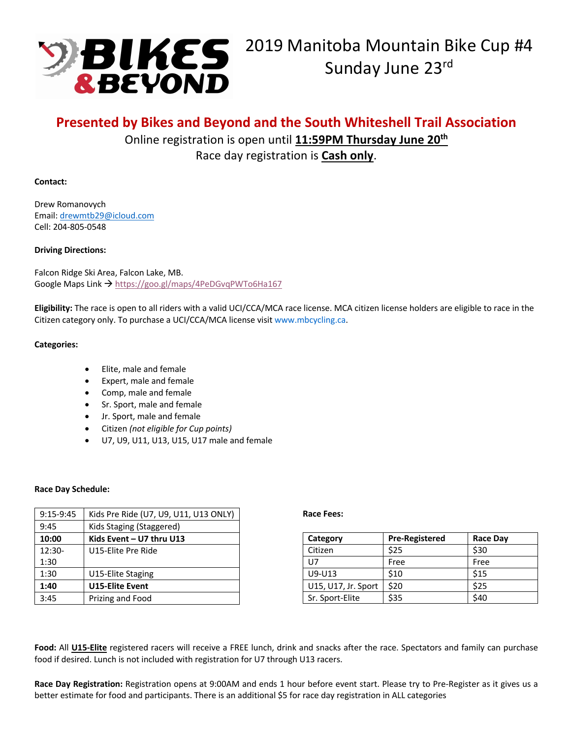# 2019 Manitoba Mountain Bike Cup #4
## Sunday June 23rd

## Presented by Bikes and Beyond and the South Whiteshell Trail Association

Online registration is open until **11:59PM Thursday June 20th**

Race day registration is **Cash only**.

**Contact:**

Drew Romanovych
Email: drewmtb29@icloud.com
Cell: 204-805-0548

**Driving Directions:**

Falcon Ridge Ski Area, Falcon Lake, MB.
Google Maps Link → https://goo.gl/maps/4PeDGvqPWTo6Ha167

**Eligibility:** The race is open to all riders with a valid UCI/CCA/MCA race license. MCA citizen license holders are eligible to race in the Citizen category only. To purchase a UCI/CCA/MCA license visit www.mbcycling.ca.

**Categories:**

- Elite, male and female
- Expert, male and female
- Comp, male and female
- Sr. Sport, male and female
- Jr. Sport, male and female
- Citizen *(not eligible for Cup points)*
- U7, U9, U11, U13, U15, U17 male and female

**Race Day Schedule:**

| Time | Event |
|---|---|
| 9:15-9:45 | Kids Pre Ride (U7, U9, U11, U13 ONLY) |
| 9:45 | Kids Staging (Staggered) |
| **10:00** | **Kids Event – U7 thru U13** |
| 12:30-1:30 | U15-Elite Pre Ride |
| 1:30 | U15-Elite Staging |
| **1:40** | **U15-Elite Event** |
| 3:45 | Prizing and Food |

**Race Fees:**

| Category | Pre-Registered | Race Day |
|---|---|---|
| Citizen | $25 | $30 |
| U7 | Free | Free |
| U9-U13 | $10 | $15 |
| U15, U17, Jr. Sport | $20 | $25 |
| Sr. Sport-Elite | $35 | $40 |

**Food:** All **U15-Elite** registered racers will receive a FREE lunch, drink and snacks after the race. Spectators and family can purchase food if desired. Lunch is not included with registration for U7 through U13 racers.

**Race Day Registration:** Registration opens at 9:00AM and ends 1 hour before event start. Please try to Pre-Register as it gives us a better estimate for food and participants. There is an additional $5 for race day registration in ALL categories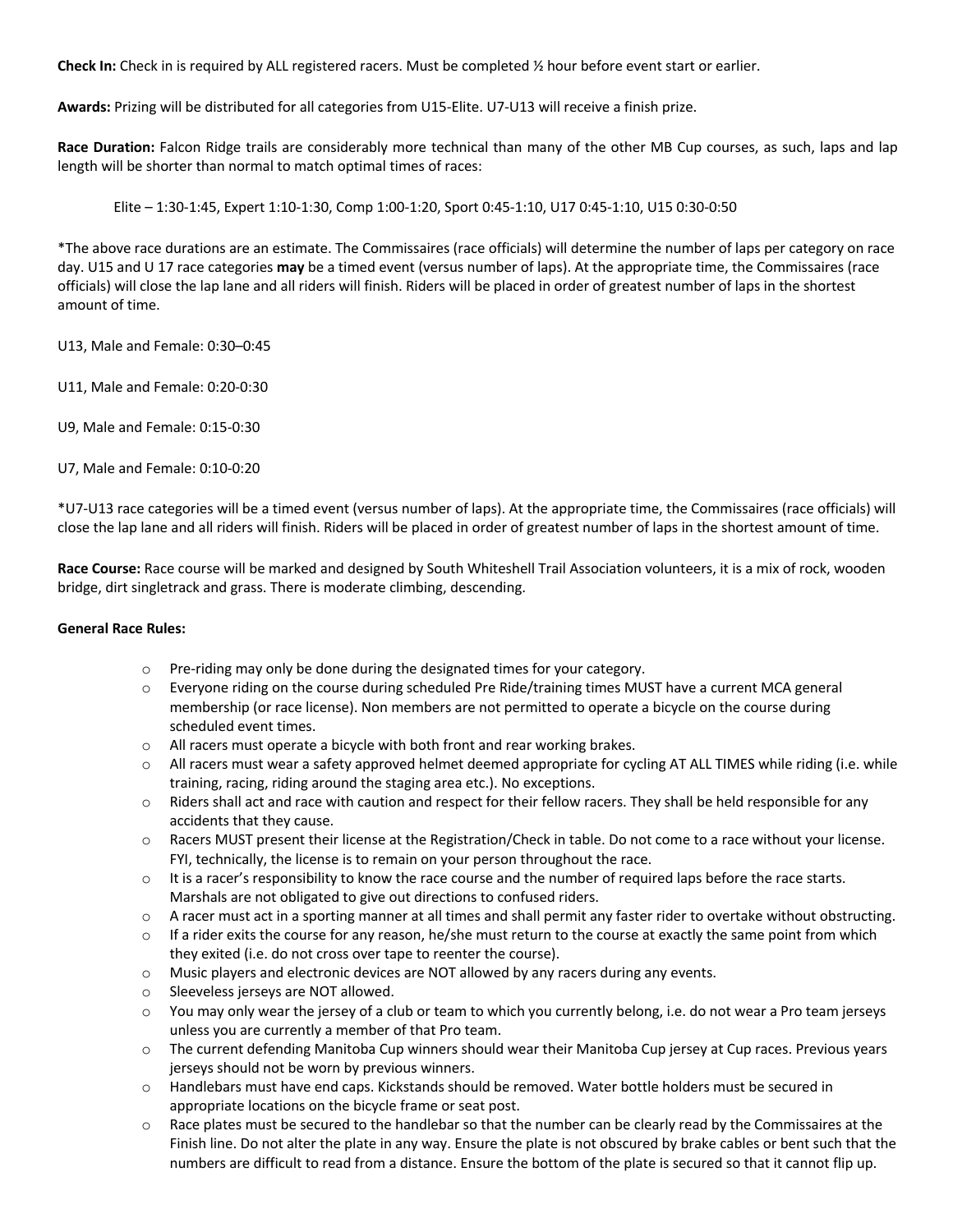**Check In:** Check in is required by ALL registered racers. Must be completed ½ hour before event start or earlier.

**Awards:** Prizing will be distributed for all categories from U15-Elite. U7-U13 will receive a finish prize.

**Race Duration:** Falcon Ridge trails are considerably more technical than many of the other MB Cup courses, as such, laps and lap length will be shorter than normal to match optimal times of races:

> Elite – 1:30-1:45, Expert 1:10-1:30, Comp 1:00-1:20, Sport 0:45-1:10, U17 0:45-1:10, U15 0:30-0:50

*The above race durations are an estimate. The Commissaires (race officials) will determine the number of laps per category on race day. U15 and U 17 race categories **may** be a timed event (versus number of laps). At the appropriate time, the Commissaires (race officials) will close the lap lane and all riders will finish. Riders will be placed in order of greatest number of laps in the shortest amount of time.

U13, Male and Female: 0:30–0:45

U11, Male and Female: 0:20-0:30

U9, Male and Female: 0:15-0:30

U7, Male and Female: 0:10-0:20

*U7-U13 race categories will be a timed event (versus number of laps). At the appropriate time, the Commissaires (race officials) will close the lap lane and all riders will finish. Riders will be placed in order of greatest number of laps in the shortest amount of time.

**Race Course:** Race course will be marked and designed by South Whiteshell Trail Association volunteers, it is a mix of rock, wooden bridge, dirt singletrack and grass. There is moderate climbing, descending.

**General Race Rules:**

- Pre-riding may only be done during the designated times for your category.
- Everyone riding on the course during scheduled Pre Ride/training times MUST have a current MCA general membership (or race license). Non members are not permitted to operate a bicycle on the course during scheduled event times.
- All racers must operate a bicycle with both front and rear working brakes.
- All racers must wear a safety approved helmet deemed appropriate for cycling AT ALL TIMES while riding (i.e. while training, racing, riding around the staging area etc.). No exceptions.
- Riders shall act and race with caution and respect for their fellow racers. They shall be held responsible for any accidents that they cause.
- Racers MUST present their license at the Registration/Check in table. Do not come to a race without your license. FYI, technically, the license is to remain on your person throughout the race.
- It is a racer's responsibility to know the race course and the number of required laps before the race starts. Marshals are not obligated to give out directions to confused riders.
- A racer must act in a sporting manner at all times and shall permit any faster rider to overtake without obstructing.
- If a rider exits the course for any reason, he/she must return to the course at exactly the same point from which they exited (i.e. do not cross over tape to reenter the course).
- Music players and electronic devices are NOT allowed by any racers during any events.
- Sleeveless jerseys are NOT allowed.
- You may only wear the jersey of a club or team to which you currently belong, i.e. do not wear a Pro team jerseys unless you are currently a member of that Pro team.
- The current defending Manitoba Cup winners should wear their Manitoba Cup jersey at Cup races. Previous years jerseys should not be worn by previous winners.
- Handlebars must have end caps. Kickstands should be removed. Water bottle holders must be secured in appropriate locations on the bicycle frame or seat post.
- Race plates must be secured to the handlebar so that the number can be clearly read by the Commissaires at the Finish line. Do not alter the plate in any way. Ensure the plate is not obscured by brake cables or bent such that the numbers are difficult to read from a distance. Ensure the bottom of the plate is secured so that it cannot flip up.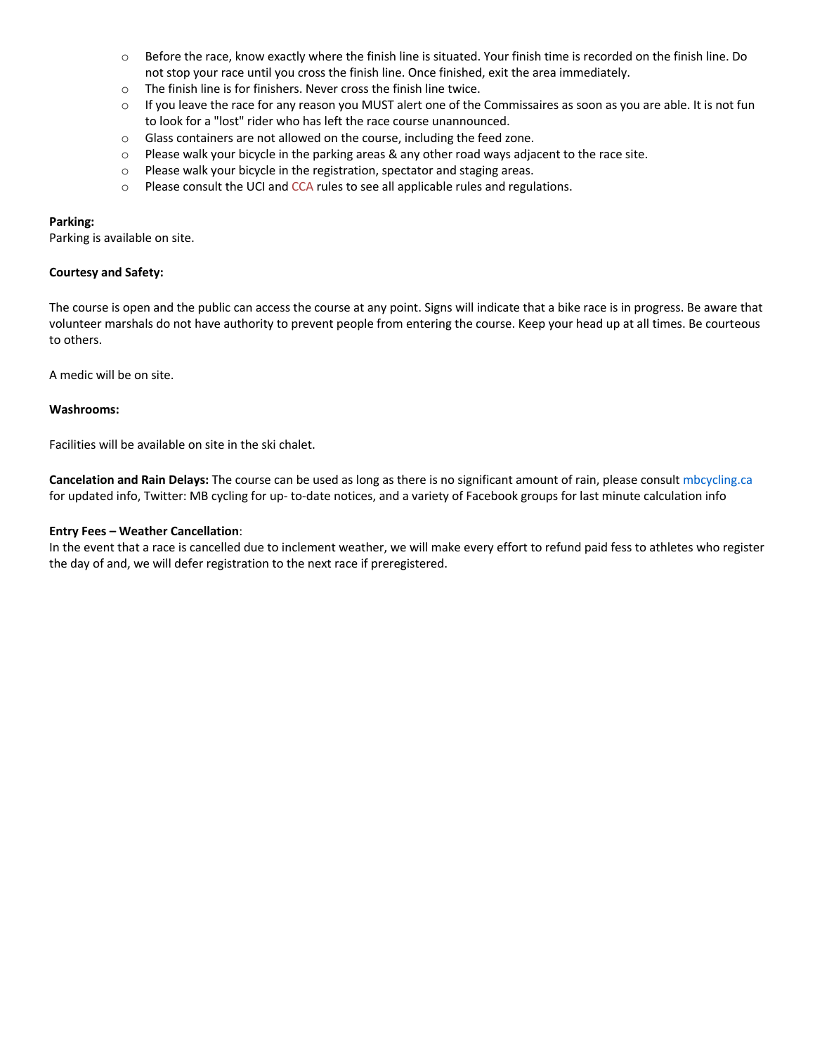- Before the race, know exactly where the finish line is situated. Your finish time is recorded on the finish line. Do not stop your race until you cross the finish line. Once finished, exit the area immediately.
- The finish line is for finishers. Never cross the finish line twice.
- If you leave the race for any reason you MUST alert one of the Commissaires as soon as you are able. It is not fun to look for a "lost" rider who has left the race course unannounced.
- Glass containers are not allowed on the course, including the feed zone.
- Please walk your bicycle in the parking areas & any other road ways adjacent to the race site.
- Please walk your bicycle in the registration, spectator and staging areas.
- Please consult the UCI and CCA rules to see all applicable rules and regulations.

**Parking:**
Parking is available on site.

**Courtesy and Safety:**

The course is open and the public can access the course at any point. Signs will indicate that a bike race is in progress. Be aware that volunteer marshals do not have authority to prevent people from entering the course. Keep your head up at all times. Be courteous to others.

A medic will be on site.

**Washrooms:**

Facilities will be available on site in the ski chalet.

**Cancelation and Rain Delays:** The course can be used as long as there is no significant amount of rain, please consult mbcycling.ca for updated info, Twitter: MB cycling for up- to-date notices, and a variety of Facebook groups for last minute calculation info

**Entry Fees – Weather Cancellation**:
In the event that a race is cancelled due to inclement weather, we will make every effort to refund paid fess to athletes who register the day of and, we will defer registration to the next race if preregistered.